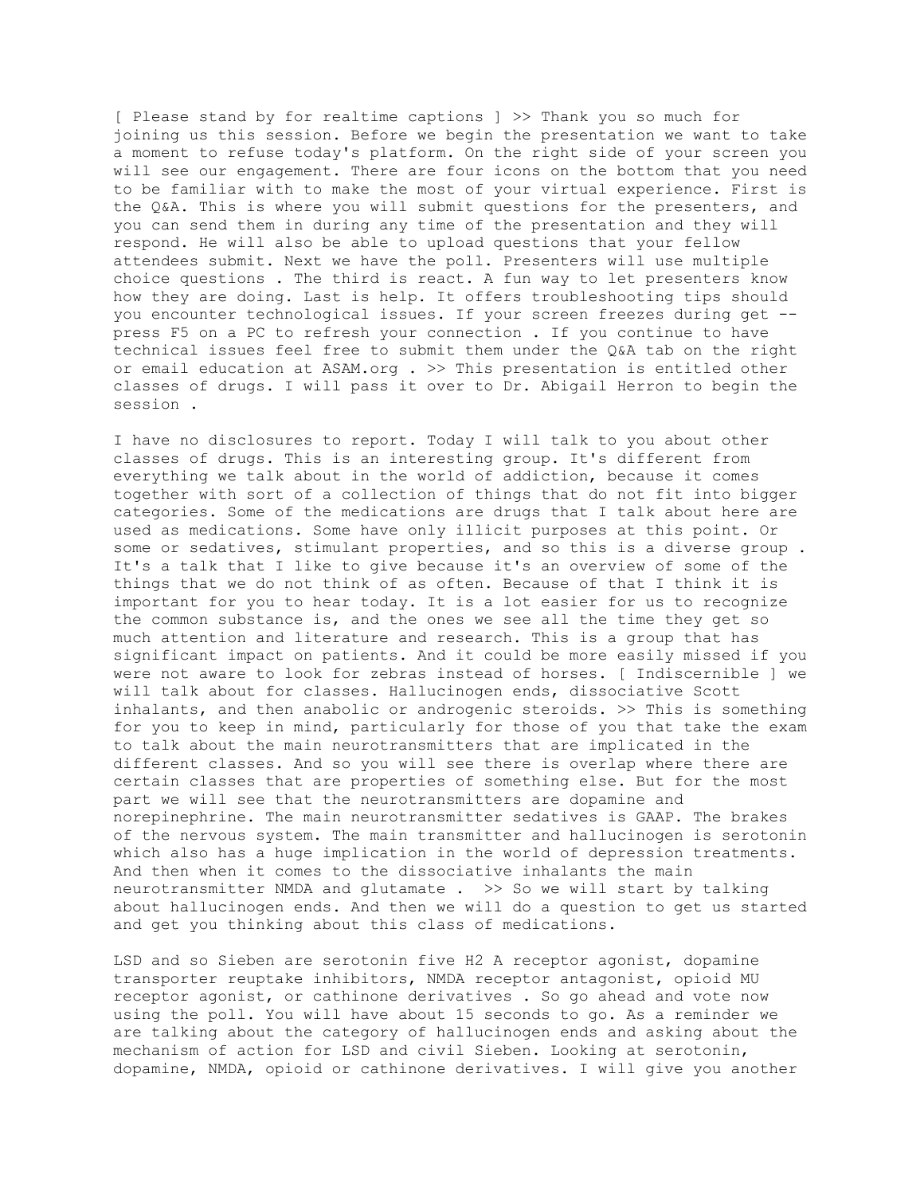[ Please stand by for realtime captions ] >> Thank you so much for joining us this session. Before we begin the presentation we want to take a moment to refuse today's platform. On the right side of your screen you will see our engagement. There are four icons on the bottom that you need to be familiar with to make the most of your virtual experience. First is the Q&A. This is where you will submit questions for the presenters, and you can send them in during any time of the presentation and they will respond. He will also be able to upload questions that your fellow attendees submit. Next we have the poll. Presenters will use multiple choice questions . The third is react. A fun way to let presenters know how they are doing. Last is help. It offers troubleshooting tips should you encounter technological issues. If your screen freezes during get -- press F5 on a PC to refresh your connection . If you continue to have technical issues feel free to submit them under the Q&A tab on the right or email education at ASAM.org . >> This presentation is entitled other classes of drugs. I will pass it over to Dr. Abigail Herron to begin the session .

I have no disclosures to report. Today I will talk to you about other classes of drugs. This is an interesting group. It's different from everything we talk about in the world of addiction, because it comes together with sort of a collection of things that do not fit into bigger categories. Some of the medications are drugs that I talk about here are used as medications. Some have only illicit purposes at this point. Or some or sedatives, stimulant properties, and so this is a diverse group . It's a talk that I like to give because it's an overview of some of the things that we do not think of as often. Because of that I think it is important for you to hear today. It is a lot easier for us to recognize the common substance is, and the ones we see all the time they get so much attention and literature and research. This is a group that has significant impact on patients. And it could be more easily missed if you were not aware to look for zebras instead of horses. [ Indiscernible ] we will talk about for classes. Hallucinogen ends, dissociative Scott inhalants, and then anabolic or androgenic steroids. >> This is something for you to keep in mind, particularly for those of you that take the exam to talk about the main neurotransmitters that are implicated in the different classes. And so you will see there is overlap where there are certain classes that are properties of something else. But for the most part we will see that the neurotransmitters are dopamine and norepinephrine. The main neurotransmitter sedatives is GAAP. The brakes of the nervous system. The main transmitter and hallucinogen is serotonin which also has a huge implication in the world of depression treatments. And then when it comes to the dissociative inhalants the main neurotransmitter NMDA and glutamate . >> So we will start by talking about hallucinogen ends. And then we will do a question to get us started and get you thinking about this class of medications.

LSD and so Sieben are serotonin five H2 A receptor agonist, dopamine transporter reuptake inhibitors, NMDA receptor antagonist, opioid MU receptor agonist, or cathinone derivatives . So go ahead and vote now using the poll. You will have about 15 seconds to go. As a reminder we are talking about the category of hallucinogen ends and asking about the mechanism of action for LSD and civil Sieben. Looking at serotonin, dopamine, NMDA, opioid or cathinone derivatives. I will give you another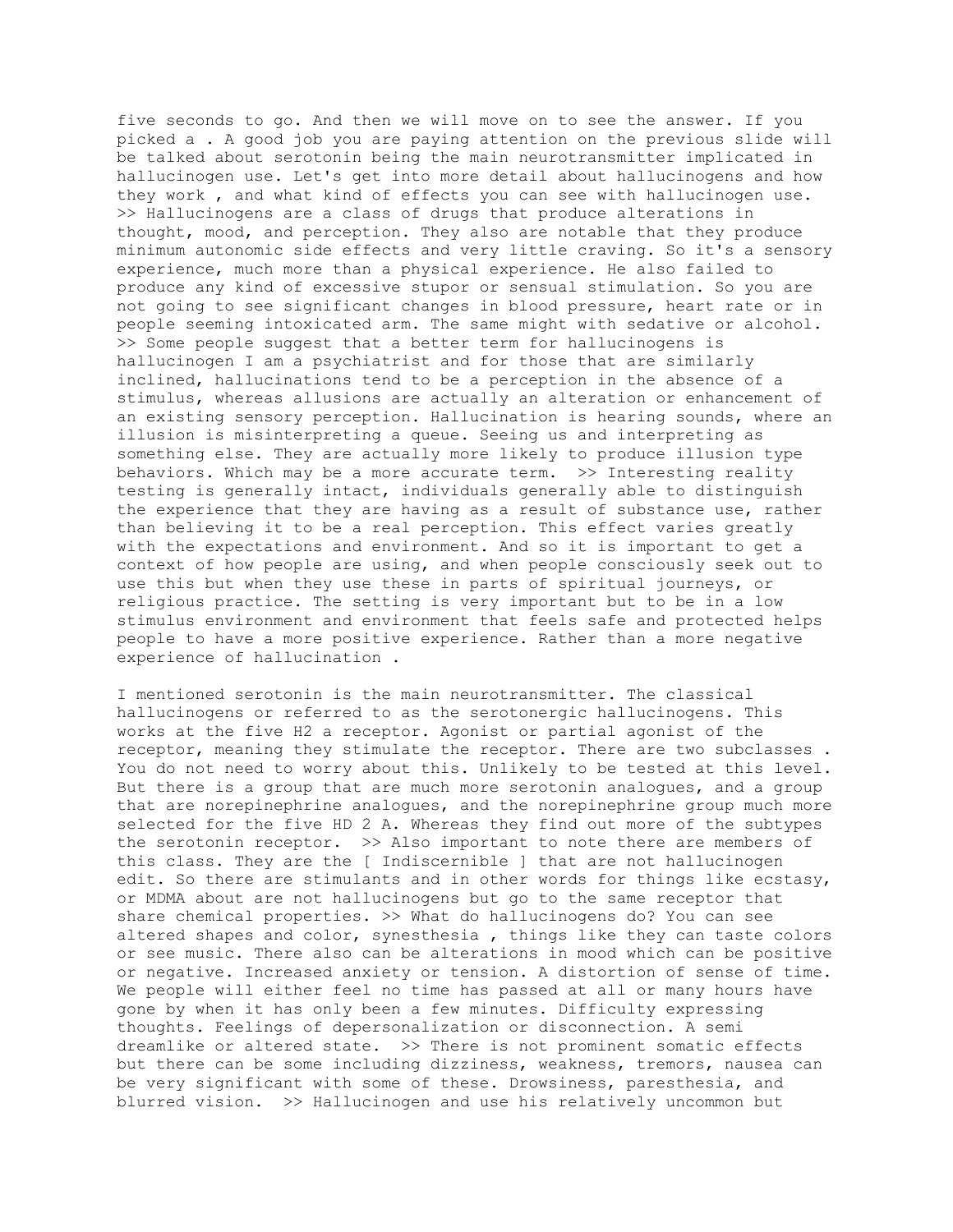five seconds to go. And then we will move on to see the answer. If you picked a . A good job you are paying attention on the previous slide will be talked about serotonin being the main neurotransmitter implicated in hallucinogen use. Let's get into more detail about hallucinogens and how they work , and what kind of effects you can see with hallucinogen use. >> Hallucinogens are a class of drugs that produce alterations in thought, mood, and perception. They also are notable that they produce minimum autonomic side effects and very little craving. So it's a sensory experience, much more than a physical experience. He also failed to produce any kind of excessive stupor or sensual stimulation. So you are not going to see significant changes in blood pressure, heart rate or in people seeming intoxicated arm. The same might with sedative or alcohol. >> Some people suggest that a better term for hallucinogens is hallucinogen I am a psychiatrist and for those that are similarly inclined, hallucinations tend to be a perception in the absence of a stimulus, whereas allusions are actually an alteration or enhancement of an existing sensory perception. Hallucination is hearing sounds, where an illusion is misinterpreting a queue. Seeing us and interpreting as something else. They are actually more likely to produce illusion type behaviors. Which may be a more accurate term. >> Interesting reality testing is generally intact, individuals generally able to distinguish the experience that they are having as a result of substance use, rather than believing it to be a real perception. This effect varies greatly with the expectations and environment. And so it is important to get a context of how people are using, and when people consciously seek out to use this but when they use these in parts of spiritual journeys, or religious practice. The setting is very important but to be in a low stimulus environment and environment that feels safe and protected helps people to have a more positive experience. Rather than a more negative experience of hallucination .

I mentioned serotonin is the main neurotransmitter. The classical hallucinogens or referred to as the serotonergic hallucinogens. This works at the five H2 a receptor. Agonist or partial agonist of the receptor, meaning they stimulate the receptor. There are two subclasses . You do not need to worry about this. Unlikely to be tested at this level. But there is a group that are much more serotonin analogues, and a group that are norepinephrine analogues, and the norepinephrine group much more selected for the five HD 2 A. Whereas they find out more of the subtypes the serotonin receptor. >> Also important to note there are members of this class. They are the [ Indiscernible ] that are not hallucinogen edit. So there are stimulants and in other words for things like ecstasy, or MDMA about are not hallucinogens but go to the same receptor that share chemical properties. >> What do hallucinogens do? You can see altered shapes and color, synesthesia , things like they can taste colors or see music. There also can be alterations in mood which can be positive or negative. Increased anxiety or tension. A distortion of sense of time. We people will either feel no time has passed at all or many hours have gone by when it has only been a few minutes. Difficulty expressing thoughts. Feelings of depersonalization or disconnection. A semi dreamlike or altered state. >> There is not prominent somatic effects but there can be some including dizziness, weakness, tremors, nausea can be very significant with some of these. Drowsiness, paresthesia, and blurred vision. >> Hallucinogen and use his relatively uncommon but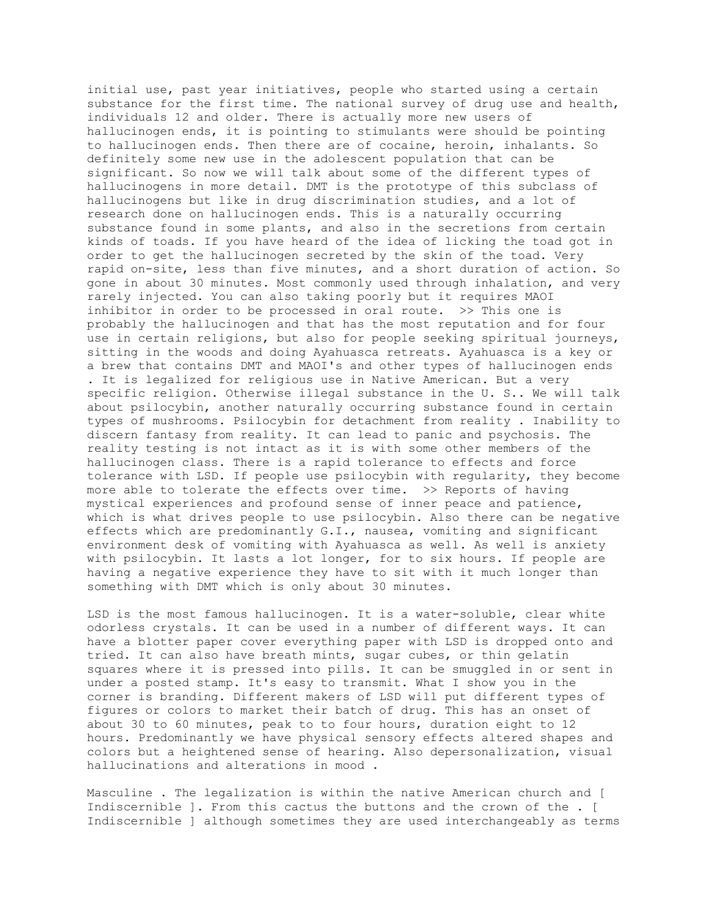initial use, past year initiatives, people who started using a certain substance for the first time. The national survey of drug use and health, individuals 12 and older. There is actually more new users of hallucinogen ends, it is pointing to stimulants were should be pointing to hallucinogen ends. Then there are of cocaine, heroin, inhalants. So definitely some new use in the adolescent population that can be significant. So now we will talk about some of the different types of hallucinogens in more detail. DMT is the prototype of this subclass of hallucinogens but like in drug discrimination studies, and a lot of research done on hallucinogen ends. This is a naturally occurring substance found in some plants, and also in the secretions from certain kinds of toads. If you have heard of the idea of licking the toad got in order to get the hallucinogen secreted by the skin of the toad. Very rapid on-site, less than five minutes, and a short duration of action. So gone in about 30 minutes. Most commonly used through inhalation, and very rarely injected. You can also taking poorly but it requires MAOI inhibitor in order to be processed in oral route. >> This one is probably the hallucinogen and that has the most reputation and for four use in certain religions, but also for people seeking spiritual journeys, sitting in the woods and doing Ayahuasca retreats. Ayahuasca is a key or a brew that contains DMT and MAOI's and other types of hallucinogen ends . It is legalized for religious use in Native American. But a very specific religion. Otherwise illegal substance in the U. S.. We will talk about psilocybin, another naturally occurring substance found in certain types of mushrooms. Psilocybin for detachment from reality . Inability to discern fantasy from reality. It can lead to panic and psychosis. The reality testing is not intact as it is with some other members of the hallucinogen class. There is a rapid tolerance to effects and force tolerance with LSD. If people use psilocybin with regularity, they become more able to tolerate the effects over time. >> Reports of having mystical experiences and profound sense of inner peace and patience, which is what drives people to use psilocybin. Also there can be negative effects which are predominantly G.I., nausea, vomiting and significant environment desk of vomiting with Ayahuasca as well. As well is anxiety with psilocybin. It lasts a lot longer, for to six hours. If people are having a negative experience they have to sit with it much longer than something with DMT which is only about 30 minutes.

LSD is the most famous hallucinogen. It is a water-soluble, clear white odorless crystals. It can be used in a number of different ways. It can have a blotter paper cover everything paper with LSD is dropped onto and tried. It can also have breath mints, sugar cubes, or thin gelatin squares where it is pressed into pills. It can be smuggled in or sent in under a posted stamp. It's easy to transmit. What I show you in the corner is branding. Different makers of LSD will put different types of figures or colors to market their batch of drug. This has an onset of about 30 to 60 minutes, peak to to four hours, duration eight to 12 hours. Predominantly we have physical sensory effects altered shapes and colors but a heightened sense of hearing. Also depersonalization, visual hallucinations and alterations in mood .

Masculine . The legalization is within the native American church and [ Indiscernible ]. From this cactus the buttons and the crown of the . [ Indiscernible ] although sometimes they are used interchangeably as terms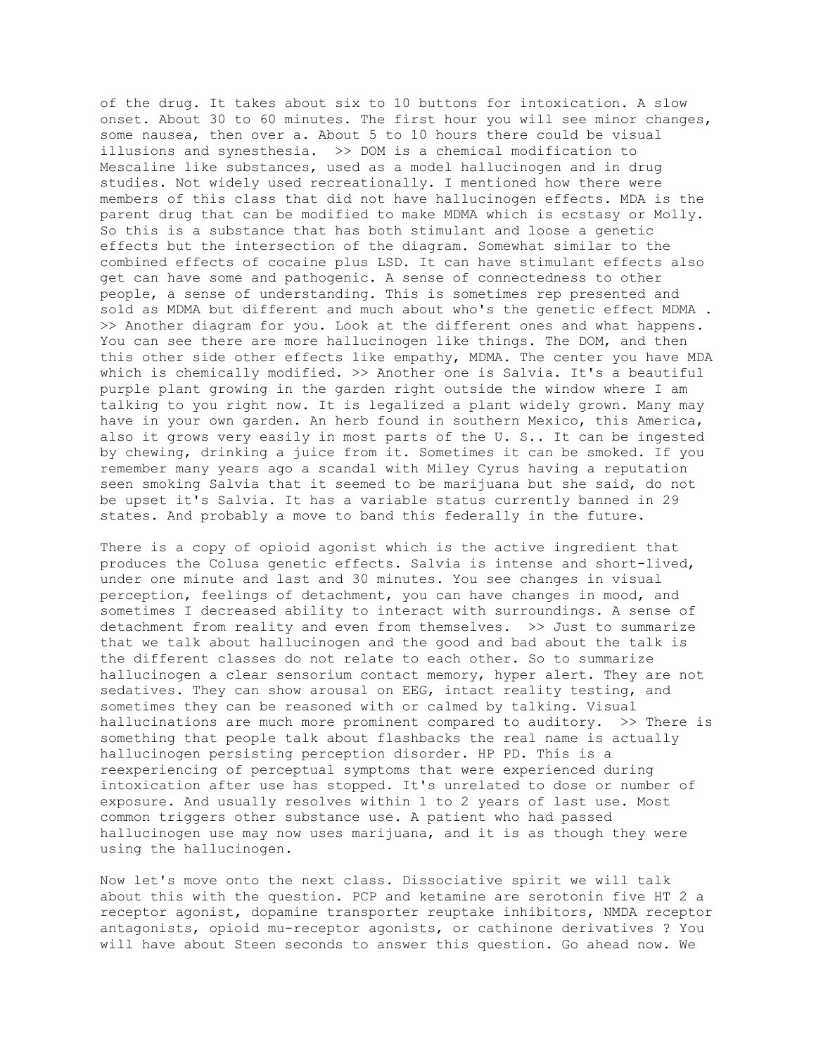of the drug. It takes about six to 10 buttons for intoxication. A slow onset. About 30 to 60 minutes. The first hour you will see minor changes, some nausea, then over a. About 5 to 10 hours there could be visual illusions and synesthesia. >> DOM is a chemical modification to Mescaline like substances, used as a model hallucinogen and in drug studies. Not widely used recreationally. I mentioned how there were members of this class that did not have hallucinogen effects. MDA is the parent drug that can be modified to make MDMA which is ecstasy or Molly. So this is a substance that has both stimulant and loose a genetic effects but the intersection of the diagram. Somewhat similar to the combined effects of cocaine plus LSD. It can have stimulant effects also get can have some and pathogenic. A sense of connectedness to other people, a sense of understanding. This is sometimes rep presented and sold as MDMA but different and much about who's the genetic effect MDMA . >> Another diagram for you. Look at the different ones and what happens. You can see there are more hallucinogen like things. The DOM, and then this other side other effects like empathy, MDMA. The center you have MDA which is chemically modified. >> Another one is Salvia. It's a beautiful purple plant growing in the garden right outside the window where I am talking to you right now. It is legalized a plant widely grown. Many may have in your own garden. An herb found in southern Mexico, this America, also it grows very easily in most parts of the U. S.. It can be ingested by chewing, drinking a juice from it. Sometimes it can be smoked. If you remember many years ago a scandal with Miley Cyrus having a reputation seen smoking Salvia that it seemed to be marijuana but she said, do not be upset it's Salvia. It has a variable status currently banned in 29 states. And probably a move to band this federally in the future.

There is a copy of opioid agonist which is the active ingredient that produces the Colusa genetic effects. Salvia is intense and short-lived, under one minute and last and 30 minutes. You see changes in visual perception, feelings of detachment, you can have changes in mood, and sometimes I decreased ability to interact with surroundings. A sense of detachment from reality and even from themselves. >> Just to summarize that we talk about hallucinogen and the good and bad about the talk is the different classes do not relate to each other. So to summarize hallucinogen a clear sensorium contact memory, hyper alert. They are not sedatives. They can show arousal on EEG, intact reality testing, and sometimes they can be reasoned with or calmed by talking. Visual hallucinations are much more prominent compared to auditory. >> There is something that people talk about flashbacks the real name is actually hallucinogen persisting perception disorder. HP PD. This is a reexperiencing of perceptual symptoms that were experienced during intoxication after use has stopped. It's unrelated to dose or number of exposure. And usually resolves within 1 to 2 years of last use. Most common triggers other substance use. A patient who had passed hallucinogen use may now uses marijuana, and it is as though they were using the hallucinogen.

Now let's move onto the next class. Dissociative spirit we will talk about this with the question. PCP and ketamine are serotonin five HT 2 a receptor agonist, dopamine transporter reuptake inhibitors, NMDA receptor antagonists, opioid mu-receptor agonists, or cathinone derivatives ? You will have about Steen seconds to answer this question. Go ahead now. We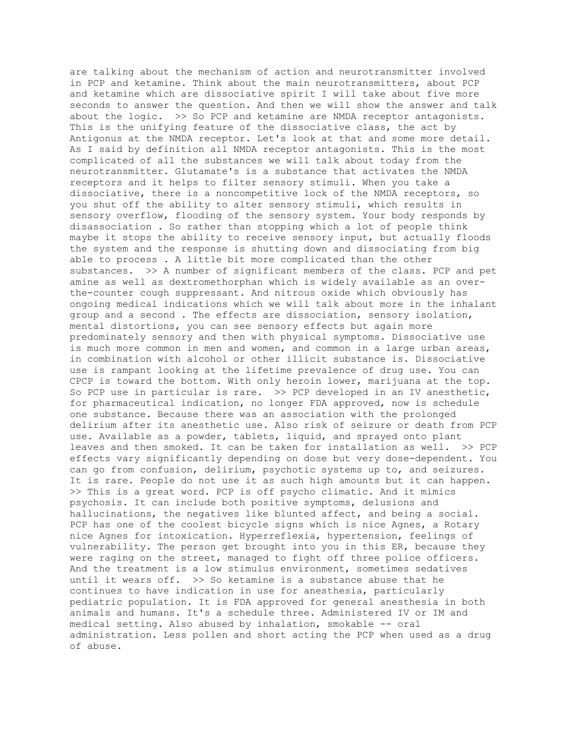are talking about the mechanism of action and neurotransmitter involved in PCP and ketamine. Think about the main neurotransmitters, about PCP and ketamine which are dissociative spirit I will take about five more seconds to answer the question. And then we will show the answer and talk about the logic. >> So PCP and ketamine are NMDA receptor antagonists. This is the unifying feature of the dissociative class, the act by Antigonus at the NMDA receptor. Let's look at that and some more detail. As I said by definition all NMDA receptor antagonists. This is the most complicated of all the substances we will talk about today from the neurotransmitter. Glutamate's is a substance that activates the NMDA receptors and it helps to filter sensory stimuli. When you take a dissociative, there is a noncompetitive lock of the NMDA receptors, so you shut off the ability to alter sensory stimuli, which results in sensory overflow, flooding of the sensory system. Your body responds by disassociation . So rather than stopping which a lot of people think maybe it stops the ability to receive sensory input, but actually floods the system and the response is shutting down and dissociating from big able to process . A little bit more complicated than the other substances. >> A number of significant members of the class. PCP and pet amine as well as dextromethorphan which is widely available as an over-the-counter cough suppressant. And nitrous oxide which obviously has ongoing medical indications which we will talk about more in the inhalant group and a second . The effects are dissociation, sensory isolation, mental distortions, you can see sensory effects but again more predominately sensory and then with physical symptoms. Dissociative use is much more common in men and women, and common in a large urban areas, in combination with alcohol or other illicit substance is. Dissociative use is rampant looking at the lifetime prevalence of drug use. You can CPCP is toward the bottom. With only heroin lower, marijuana at the top. So PCP use in particular is rare. >> PCP developed in an IV anesthetic, for pharmaceutical indication, no longer FDA approved, now is schedule one substance. Because there was an association with the prolonged delirium after its anesthetic use. Also risk of seizure or death from PCP use. Available as a powder, tablets, liquid, and sprayed onto plant leaves and then smoked. It can be taken for installation as well. >> PCP effects vary significantly depending on dose but very dose-dependent. You can go from confusion, delirium, psychotic systems up to, and seizures. It is rare. People do not use it as such high amounts but it can happen. >> This is a great word. PCP is off psycho climatic. And it mimics psychosis. It can include both positive symptoms, delusions and hallucinations, the negatives like blunted affect, and being a social. PCP has one of the coolest bicycle signs which is nice Agnes, a Rotary nice Agnes for intoxication. Hyperreflexia, hypertension, feelings of vulnerability. The person get brought into you in this ER, because they were raging on the street, managed to fight off three police officers. And the treatment is a low stimulus environment, sometimes sedatives until it wears off. >> So ketamine is a substance abuse that he continues to have indication in use for anesthesia, particularly pediatric population. It is FDA approved for general anesthesia in both animals and humans. It's a schedule three. Administered IV or IM and medical setting. Also abused by inhalation, smokable -- oral administration. Less pollen and short acting the PCP when used as a drug of abuse.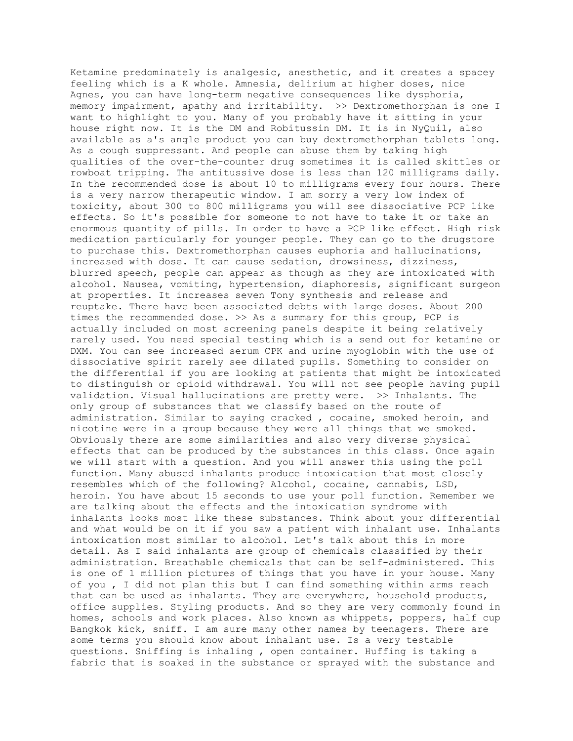Ketamine predominately is analgesic, anesthetic, and it creates a spacey feeling which is a K whole. Amnesia, delirium at higher doses, nice Agnes, you can have long-term negative consequences like dysphoria, memory impairment, apathy and irritability. >> Dextromethorphan is one I want to highlight to you. Many of you probably have it sitting in your house right now. It is the DM and Robitussin DM. It is in NyQuil, also available as a's angle product you can buy dextromethorphan tablets long. As a cough suppressant. And people can abuse them by taking high qualities of the over-the-counter drug sometimes it is called skittles or rowboat tripping. The antitussive dose is less than 120 milligrams daily. In the recommended dose is about 10 to milligrams every four hours. There is a very narrow therapeutic window. I am sorry a very low index of toxicity, about 300 to 800 milligrams you will see dissociative PCP like effects. So it's possible for someone to not have to take it or take an enormous quantity of pills. In order to have a PCP like effect. High risk medication particularly for younger people. They can go to the drugstore to purchase this. Dextromethorphan causes euphoria and hallucinations, increased with dose. It can cause sedation, drowsiness, dizziness, blurred speech, people can appear as though as they are intoxicated with alcohol. Nausea, vomiting, hypertension, diaphoresis, significant surgeon at properties. It increases seven Tony synthesis and release and reuptake. There have been associated debts with large doses. About 200 times the recommended dose. >> As a summary for this group, PCP is actually included on most screening panels despite it being relatively rarely used. You need special testing which is a send out for ketamine or DXM. You can see increased serum CPK and urine myoglobin with the use of dissociative spirit rarely see dilated pupils. Something to consider on the differential if you are looking at patients that might be intoxicated to distinguish or opioid withdrawal. You will not see people having pupil validation. Visual hallucinations are pretty were. >> Inhalants. The only group of substances that we classify based on the route of administration. Similar to saying cracked , cocaine, smoked heroin, and nicotine were in a group because they were all things that we smoked. Obviously there are some similarities and also very diverse physical effects that can be produced by the substances in this class. Once again we will start with a question. And you will answer this using the poll function. Many abused inhalants produce intoxication that most closely resembles which of the following? Alcohol, cocaine, cannabis, LSD, heroin. You have about 15 seconds to use your poll function. Remember we are talking about the effects and the intoxication syndrome with inhalants looks most like these substances. Think about your differential and what would be on it if you saw a patient with inhalant use. Inhalants intoxication most similar to alcohol. Let's talk about this in more detail. As I said inhalants are group of chemicals classified by their administration. Breathable chemicals that can be self-administered. This is one of 1 million pictures of things that you have in your house. Many of you , I did not plan this but I can find something within arms reach that can be used as inhalants. They are everywhere, household products, office supplies. Styling products. And so they are very commonly found in homes, schools and work places. Also known as whippets, poppers, half cup Bangkok kick, sniff. I am sure many other names by teenagers. There are some terms you should know about inhalant use. Is a very testable questions. Sniffing is inhaling , open container. Huffing is taking a fabric that is soaked in the substance or sprayed with the substance and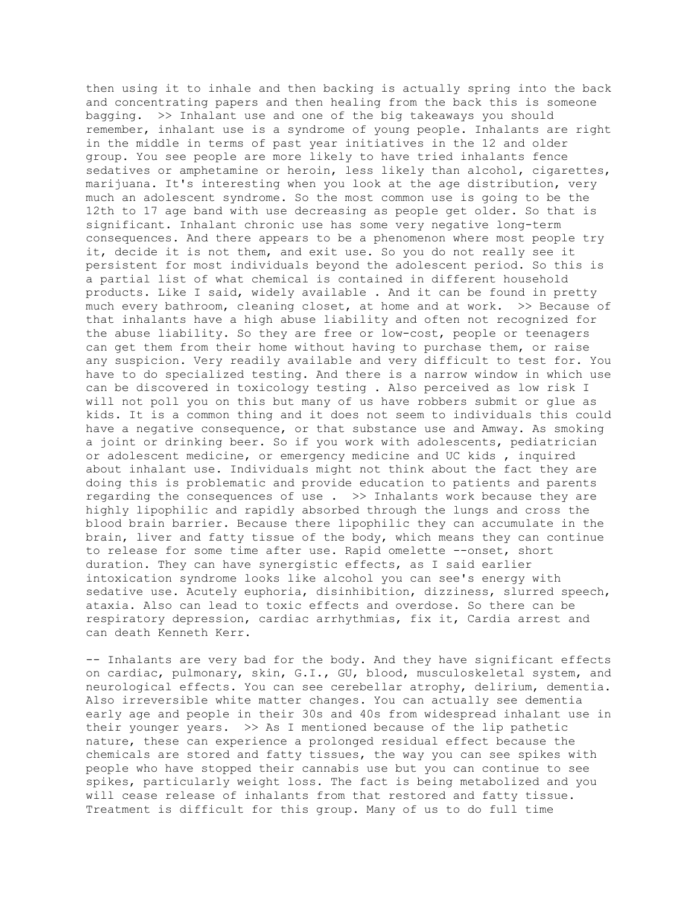then using it to inhale and then backing is actually spring into the back and concentrating papers and then healing from the back this is someone bagging. >> Inhalant use and one of the big takeaways you should remember, inhalant use is a syndrome of young people. Inhalants are right in the middle in terms of past year initiatives in the 12 and older group. You see people are more likely to have tried inhalants fence sedatives or amphetamine or heroin, less likely than alcohol, cigarettes, marijuana. It's interesting when you look at the age distribution, very much an adolescent syndrome. So the most common use is going to be the 12th to 17 age band with use decreasing as people get older. So that is significant. Inhalant chronic use has some very negative long-term consequences. And there appears to be a phenomenon where most people try it, decide it is not them, and exit use. So you do not really see it persistent for most individuals beyond the adolescent period. So this is a partial list of what chemical is contained in different household products. Like I said, widely available . And it can be found in pretty much every bathroom, cleaning closet, at home and at work. >> Because of that inhalants have a high abuse liability and often not recognized for the abuse liability. So they are free or low-cost, people or teenagers can get them from their home without having to purchase them, or raise any suspicion. Very readily available and very difficult to test for. You have to do specialized testing. And there is a narrow window in which use can be discovered in toxicology testing . Also perceived as low risk I will not poll you on this but many of us have robbers submit or glue as kids. It is a common thing and it does not seem to individuals this could have a negative consequence, or that substance use and Amway. As smoking a joint or drinking beer. So if you work with adolescents, pediatrician or adolescent medicine, or emergency medicine and UC kids , inquired about inhalant use. Individuals might not think about the fact they are doing this is problematic and provide education to patients and parents regarding the consequences of use . >> Inhalants work because they are highly lipophilic and rapidly absorbed through the lungs and cross the blood brain barrier. Because there lipophilic they can accumulate in the brain, liver and fatty tissue of the body, which means they can continue to release for some time after use. Rapid omelette --onset, short duration. They can have synergistic effects, as I said earlier intoxication syndrome looks like alcohol you can see's energy with sedative use. Acutely euphoria, disinhibition, dizziness, slurred speech, ataxia. Also can lead to toxic effects and overdose. So there can be respiratory depression, cardiac arrhythmias, fix it, Cardia arrest and can death Kenneth Kerr.

-- Inhalants are very bad for the body. And they have significant effects on cardiac, pulmonary, skin, G.I., GU, blood, musculoskeletal system, and neurological effects. You can see cerebellar atrophy, delirium, dementia. Also irreversible white matter changes. You can actually see dementia early age and people in their 30s and 40s from widespread inhalant use in their younger years. >> As I mentioned because of the lip pathetic nature, these can experience a prolonged residual effect because the chemicals are stored and fatty tissues, the way you can see spikes with people who have stopped their cannabis use but you can continue to see spikes, particularly weight loss. The fact is being metabolized and you will cease release of inhalants from that restored and fatty tissue. Treatment is difficult for this group. Many of us to do full time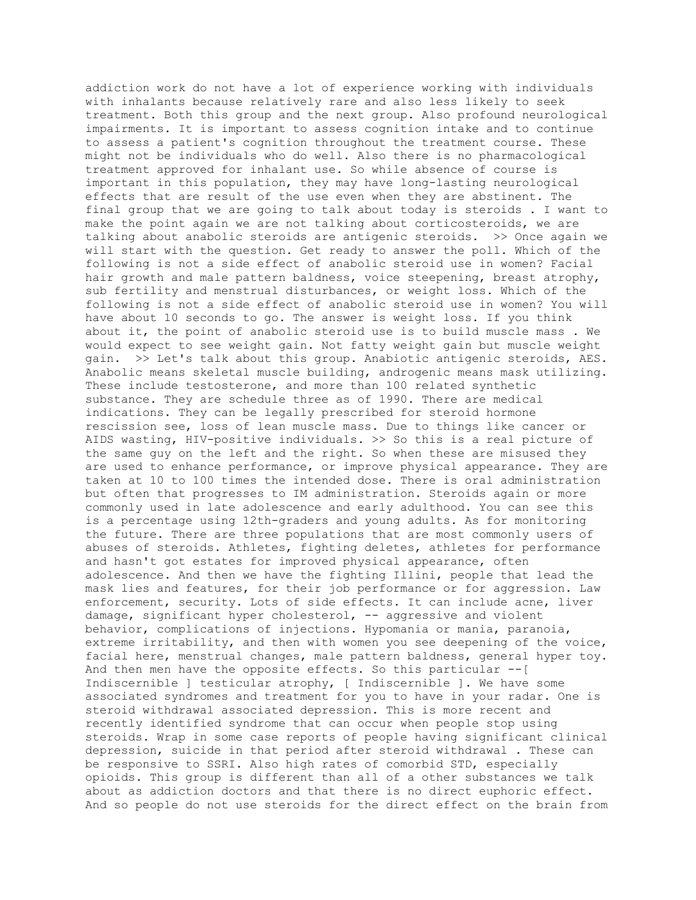addiction work do not have a lot of experience working with individuals with inhalants because relatively rare and also less likely to seek treatment. Both this group and the next group. Also profound neurological impairments. It is important to assess cognition intake and to continue to assess a patient's cognition throughout the treatment course. These might not be individuals who do well. Also there is no pharmacological treatment approved for inhalant use. So while absence of course is important in this population, they may have long-lasting neurological effects that are result of the use even when they are abstinent. The final group that we are going to talk about today is steroids . I want to make the point again we are not talking about corticosteroids, we are talking about anabolic steroids are antigenic steroids. >> Once again we will start with the question. Get ready to answer the poll. Which of the following is not a side effect of anabolic steroid use in women? Facial hair growth and male pattern baldness, voice steepening, breast atrophy, sub fertility and menstrual disturbances, or weight loss. Which of the following is not a side effect of anabolic steroid use in women? You will have about 10 seconds to go. The answer is weight loss. If you think about it, the point of anabolic steroid use is to build muscle mass . We would expect to see weight gain. Not fatty weight gain but muscle weight gain. >> Let's talk about this group. Anabiotic antigenic steroids, AES. Anabolic means skeletal muscle building, androgenic means mask utilizing. These include testosterone, and more than 100 related synthetic substance. They are schedule three as of 1990. There are medical indications. They can be legally prescribed for steroid hormone rescission see, loss of lean muscle mass. Due to things like cancer or AIDS wasting, HIV-positive individuals. >> So this is a real picture of the same guy on the left and the right. So when these are misused they are used to enhance performance, or improve physical appearance. They are taken at 10 to 100 times the intended dose. There is oral administration but often that progresses to IM administration. Steroids again or more commonly used in late adolescence and early adulthood. You can see this is a percentage using 12th-graders and young adults. As for monitoring the future. There are three populations that are most commonly users of abuses of steroids. Athletes, fighting deletes, athletes for performance and hasn't got estates for improved physical appearance, often adolescence. And then we have the fighting Illini, people that lead the mask lies and features, for their job performance or for aggression. Law enforcement, security. Lots of side effects. It can include acne, liver damage, significant hyper cholesterol, -- aggressive and violent behavior, complications of injections. Hypomania or mania, paranoia, extreme irritability, and then with women you see deepening of the voice, facial here, menstrual changes, male pattern baldness, general hyper toy. And then men have the opposite effects. So this particular --[ Indiscernible ] testicular atrophy, [ Indiscernible ]. We have some associated syndromes and treatment for you to have in your radar. One is steroid withdrawal associated depression. This is more recent and recently identified syndrome that can occur when people stop using steroids. Wrap in some case reports of people having significant clinical depression, suicide in that period after steroid withdrawal . These can be responsive to SSRI. Also high rates of comorbid STD, especially opioids. This group is different than all of a other substances we talk about as addiction doctors and that there is no direct euphoric effect. And so people do not use steroids for the direct effect on the brain from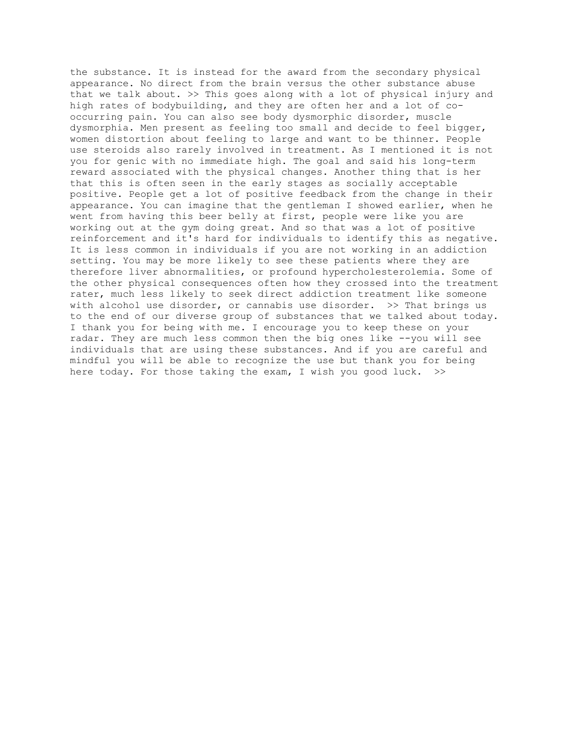the substance. It is instead for the award from the secondary physical appearance. No direct from the brain versus the other substance abuse that we talk about. >> This goes along with a lot of physical injury and high rates of bodybuilding, and they are often her and a lot of co-occurring pain. You can also see body dysmorphic disorder, muscle dysmorphia. Men present as feeling too small and decide to feel bigger, women distortion about feeling to large and want to be thinner. People use steroids also rarely involved in treatment. As I mentioned it is not you for genic with no immediate high. The goal and said his long-term reward associated with the physical changes. Another thing that is her that this is often seen in the early stages as socially acceptable positive. People get a lot of positive feedback from the change in their appearance. You can imagine that the gentleman I showed earlier, when he went from having this beer belly at first, people were like you are working out at the gym doing great. And so that was a lot of positive reinforcement and it's hard for individuals to identify this as negative. It is less common in individuals if you are not working in an addiction setting. You may be more likely to see these patients where they are therefore liver abnormalities, or profound hypercholesterolemia. Some of the other physical consequences often how they crossed into the treatment rater, much less likely to seek direct addiction treatment like someone with alcohol use disorder, or cannabis use disorder. >> That brings us to the end of our diverse group of substances that we talked about today. I thank you for being with me. I encourage you to keep these on your radar. They are much less common then the big ones like --you will see individuals that are using these substances. And if you are careful and mindful you will be able to recognize the use but thank you for being here today. For those taking the exam, I wish you good luck. >>